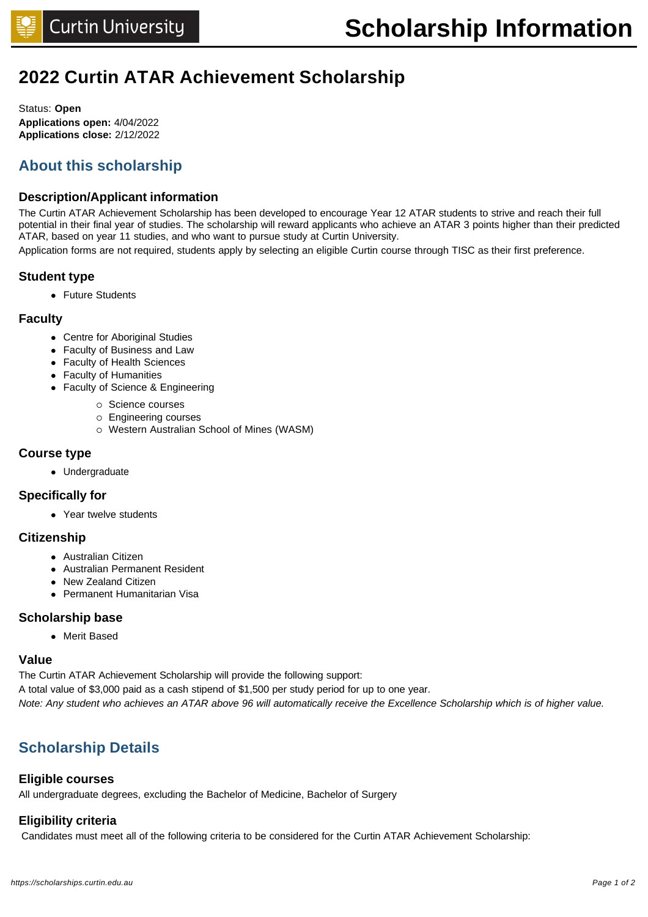# 2022 Curtin ATAR Achievement Scholarship

Status: **Open**
**Applications open:** 4/04/2022
**Applications close:** 2/12/2022

## About this scholarship

### Description/Applicant information

The Curtin ATAR Achievement Scholarship has been developed to encourage Year 12 ATAR students to strive and reach their full potential in their final year of studies. The scholarship will reward applicants who achieve an ATAR 3 points higher than their predicted ATAR, based on year 11 studies, and who want to pursue study at Curtin University.

Application forms are not required, students apply by selecting an eligible Curtin course through TISC as their first preference.

### Student type

- Future Students

### Faculty

- Centre for Aboriginal Studies
- Faculty of Business and Law
- Faculty of Health Sciences
- Faculty of Humanities
- Faculty of Science & Engineering
    - Science courses
    - Engineering courses
    - Western Australian School of Mines (WASM)

### Course type

- Undergraduate

### Specifically for

- Year twelve students

### Citizenship

- Australian Citizen
- Australian Permanent Resident
- New Zealand Citizen
- Permanent Humanitarian Visa

### Scholarship base

- Merit Based

### Value

The Curtin ATAR Achievement Scholarship will provide the following support:

A total value of $3,000 paid as a cash stipend of $1,500 per study period for up to one year.

*Note: Any student who achieves an ATAR above 96 will automatically receive the Excellence Scholarship which is of higher value.*

## Scholarship Details

### Eligible courses

All undergraduate degrees, excluding the Bachelor of Medicine, Bachelor of Surgery

### Eligibility criteria

Candidates must meet all of the following criteria to be considered for the Curtin ATAR Achievement Scholarship: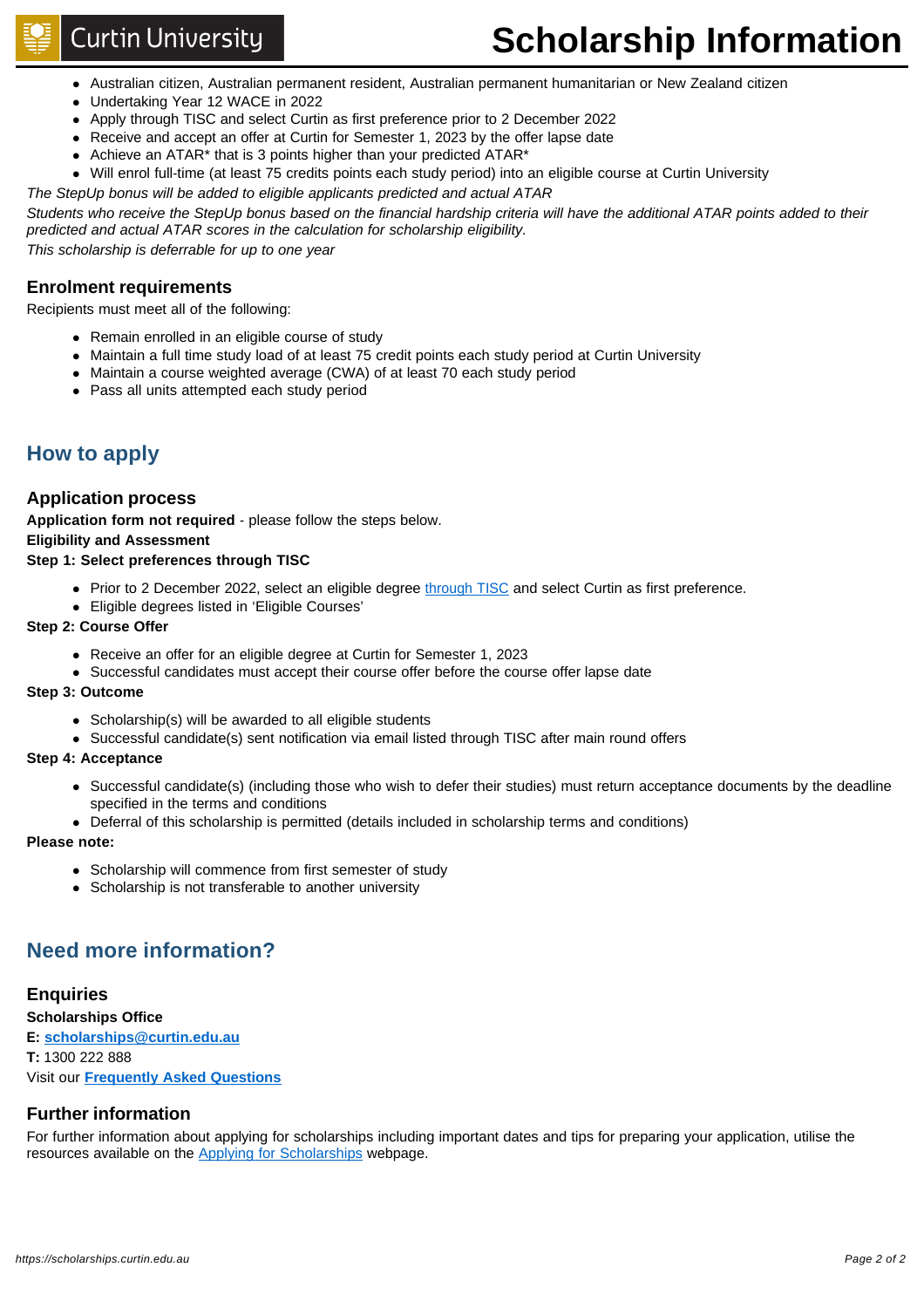- Australian citizen, Australian permanent resident, Australian permanent humanitarian or New Zealand citizen
- Undertaking Year 12 WACE in 2022
- Apply through TISC and select Curtin as first preference prior to 2 December 2022
- Receive and accept an offer at Curtin for Semester 1, 2023 by the offer lapse date
- Achieve an ATAR* that is 3 points higher than your predicted ATAR*
- Will enrol full-time (at least 75 credits points each study period) into an eligible course at Curtin University

*The StepUp bonus will be added to eligible applicants predicted and actual ATAR*

*Students who receive the StepUp bonus based on the financial hardship criteria will have the additional ATAR points added to their predicted and actual ATAR scores in the calculation for scholarship eligibility.*

*This scholarship is deferrable for up to one year*

### Enrolment requirements

Recipients must meet all of the following:

- Remain enrolled in an eligible course of study
- Maintain a full time study load of at least 75 credit points each study period at Curtin University
- Maintain a course weighted average (CWA) of at least 70 each study period
- Pass all units attempted each study period

## How to apply

### Application process

**Application form not required** - please follow the steps below.

**Eligibility and Assessment**

**Step 1: Select preferences through TISC**

- Prior to 2 December 2022, select an eligible degree through TISC and select Curtin as first preference.
- Eligible degrees listed in 'Eligible Courses'

**Step 2: Course Offer**

- Receive an offer for an eligible degree at Curtin for Semester 1, 2023
- Successful candidates must accept their course offer before the course offer lapse date

**Step 3: Outcome**

- Scholarship(s) will be awarded to all eligible students
- Successful candidate(s) sent notification via email listed through TISC after main round offers

**Step 4: Acceptance**

- Successful candidate(s) (including those who wish to defer their studies) must return acceptance documents by the deadline specified in the terms and conditions
- Deferral of this scholarship is permitted (details included in scholarship terms and conditions)

**Please note:**

- Scholarship will commence from first semester of study
- Scholarship is not transferable to another university

## Need more information?

### Enquiries

**Scholarships Office**

**E:** **scholarships@curtin.edu.au**

**T:** 1300 222 888

Visit our **Frequently Asked Questions**

### Further information

For further information about applying for scholarships including important dates and tips for preparing your application, utilise the resources available on the Applying for Scholarships webpage.